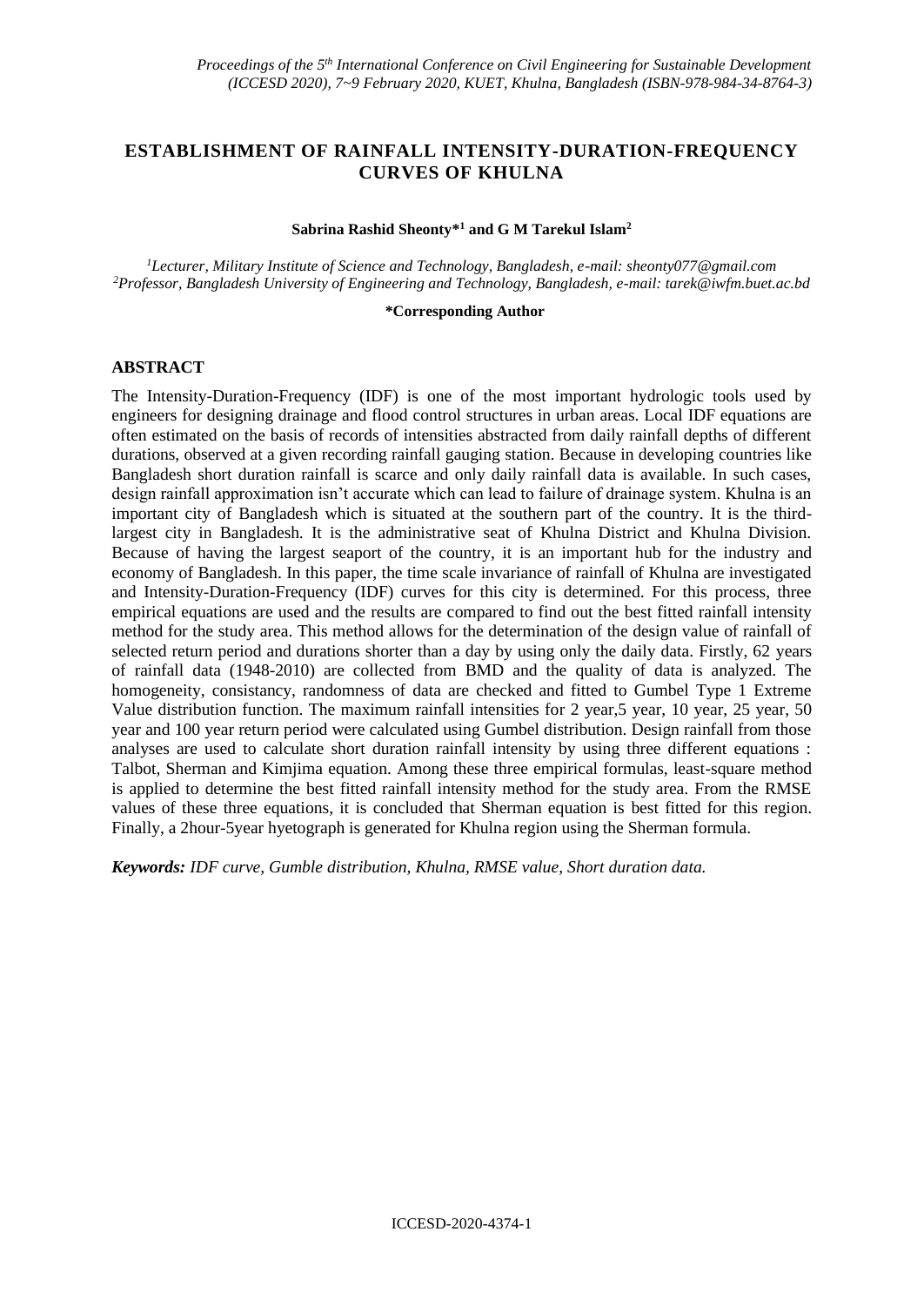# ESTABLISHMENT OF RAINFALL INTENSITY-DURATION-FREQUENCY CURVES OF KHULNA

**Sabrina Rashid Sheonty*[1] and G M Tarekul Islam[2]**

*[1]Lecturer, Military Institute of Science and Technology, Bangladesh, e-mail: sheonty077@gmail.com*
*[2]Professor, Bangladesh University of Engineering and Technology, Bangladesh, e-mail: tarek@iwfm.buet.ac.bd*

**\*Corresponding Author**

## ABSTRACT

The Intensity-Duration-Frequency (IDF) is one of the most important hydrologic tools used by engineers for designing drainage and flood control structures in urban areas. Local IDF equations are often estimated on the basis of records of intensities abstracted from daily rainfall depths of different durations, observed at a given recording rainfall gauging station. Because in developing countries like Bangladesh short duration rainfall is scarce and only daily rainfall data is available. In such cases, design rainfall approximation isn't accurate which can lead to failure of drainage system. Khulna is an important city of Bangladesh which is situated at the southern part of the country. It is the third-largest city in Bangladesh. It is the administrative seat of Khulna District and Khulna Division. Because of having the largest seaport of the country, it is an important hub for the industry and economy of Bangladesh. In this paper, the time scale invariance of rainfall of Khulna are investigated and Intensity-Duration-Frequency (IDF) curves for this city is determined. For this process, three empirical equations are used and the results are compared to find out the best fitted rainfall intensity method for the study area. This method allows for the determination of the design value of rainfall of selected return period and durations shorter than a day by using only the daily data. Firstly, 62 years of rainfall data (1948-2010) are collected from BMD and the quality of data is analyzed. The homogeneity, consistancy, randomness of data are checked and fitted to Gumbel Type 1 Extreme Value distribution function. The maximum rainfall intensities for 2 year,5 year, 10 year, 25 year, 50 year and 100 year return period were calculated using Gumbel distribution. Design rainfall from those analyses are used to calculate short duration rainfall intensity by using three different equations : Talbot, Sherman and Kimjima equation. Among these three empirical formulas, least-square method is applied to determine the best fitted rainfall intensity method for the study area. From the RMSE values of these three equations, it is concluded that Sherman equation is best fitted for this region. Finally, a 2hour-5year hyetograph is generated for Khulna region using the Sherman formula.

***Keywords:** IDF curve, Gumble distribution, Khulna, RMSE value, Short duration data.*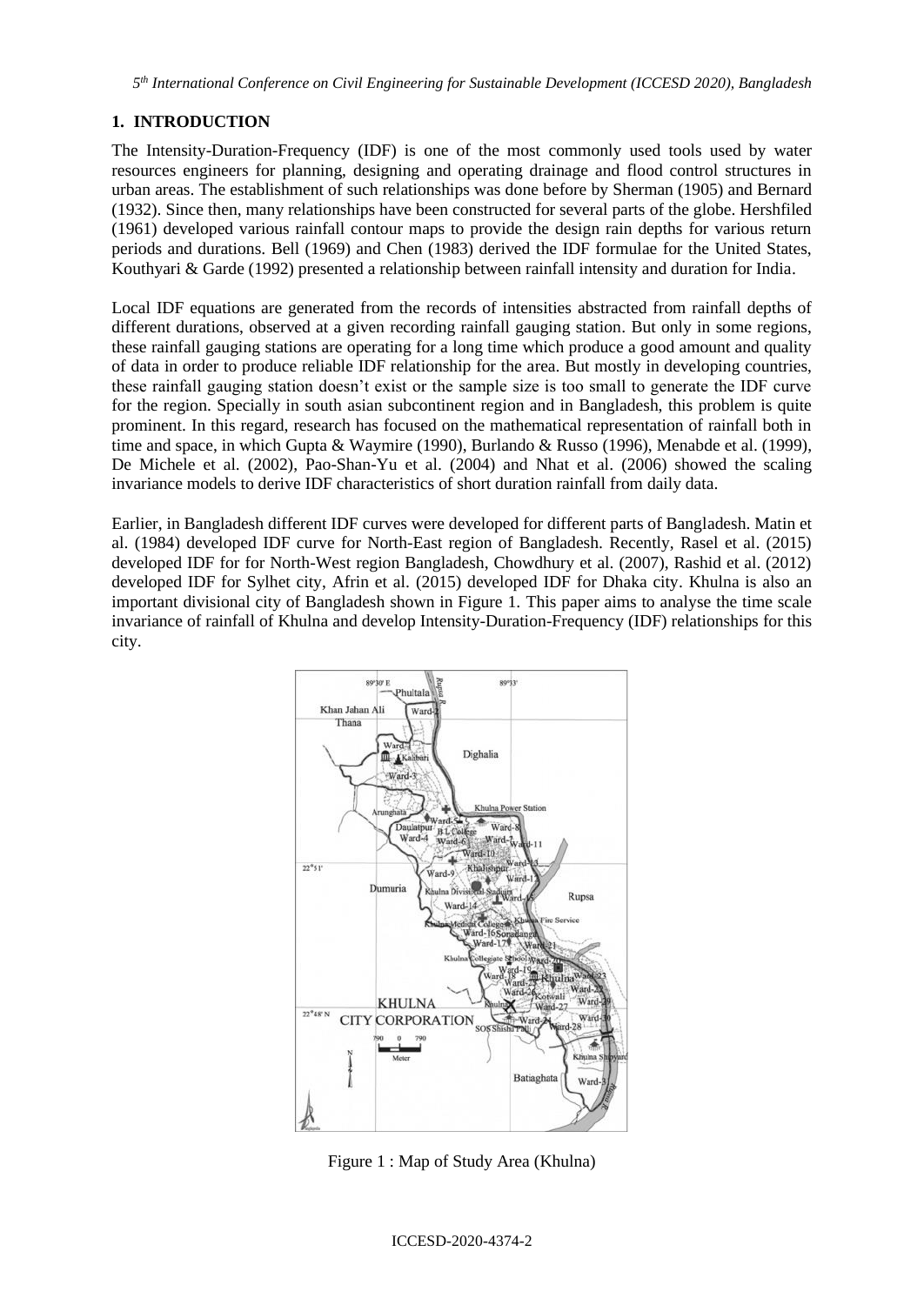## 1. INTRODUCTION

The Intensity-Duration-Frequency (IDF) is one of the most commonly used tools used by water resources engineers for planning, designing and operating drainage and flood control structures in urban areas. The establishment of such relationships was done before by Sherman (1905) and Bernard (1932). Since then, many relationships have been constructed for several parts of the globe. Hershfiled (1961) developed various rainfall contour maps to provide the design rain depths for various return periods and durations. Bell (1969) and Chen (1983) derived the IDF formulae for the United States, Kouthyari & Garde (1992) presented a relationship between rainfall intensity and duration for India.

Local IDF equations are generated from the records of intensities abstracted from rainfall depths of different durations, observed at a given recording rainfall gauging station. But only in some regions, these rainfall gauging stations are operating for a long time which produce a good amount and quality of data in order to produce reliable IDF relationship for the area. But mostly in developing countries, these rainfall gauging station doesn't exist or the sample size is too small to generate the IDF curve for the region. Specially in south asian subcontinent region and in Bangladesh, this problem is quite prominent. In this regard, research has focused on the mathematical representation of rainfall both in time and space, in which Gupta & Waymire (1990), Burlando & Russo (1996), Menabde et al. (1999), De Michele et al. (2002), Pao-Shan-Yu et al. (2004) and Nhat et al. (2006) showed the scaling invariance models to derive IDF characteristics of short duration rainfall from daily data.

Earlier, in Bangladesh different IDF curves were developed for different parts of Bangladesh. Matin et al. (1984) developed IDF curve for North-East region of Bangladesh. Recently, Rasel et al. (2015) developed IDF for for North-West region Bangladesh, Chowdhury et al. (2007), Rashid et al. (2012) developed IDF for Sylhet city, Afrin et al. (2015) developed IDF for Dhaka city. Khulna is also an important divisional city of Bangladesh shown in Figure 1. This paper aims to analyse the time scale invariance of rainfall of Khulna and develop Intensity-Duration-Frequency (IDF) relationships for this city.

Figure 1 : Map of Study Area (Khulna)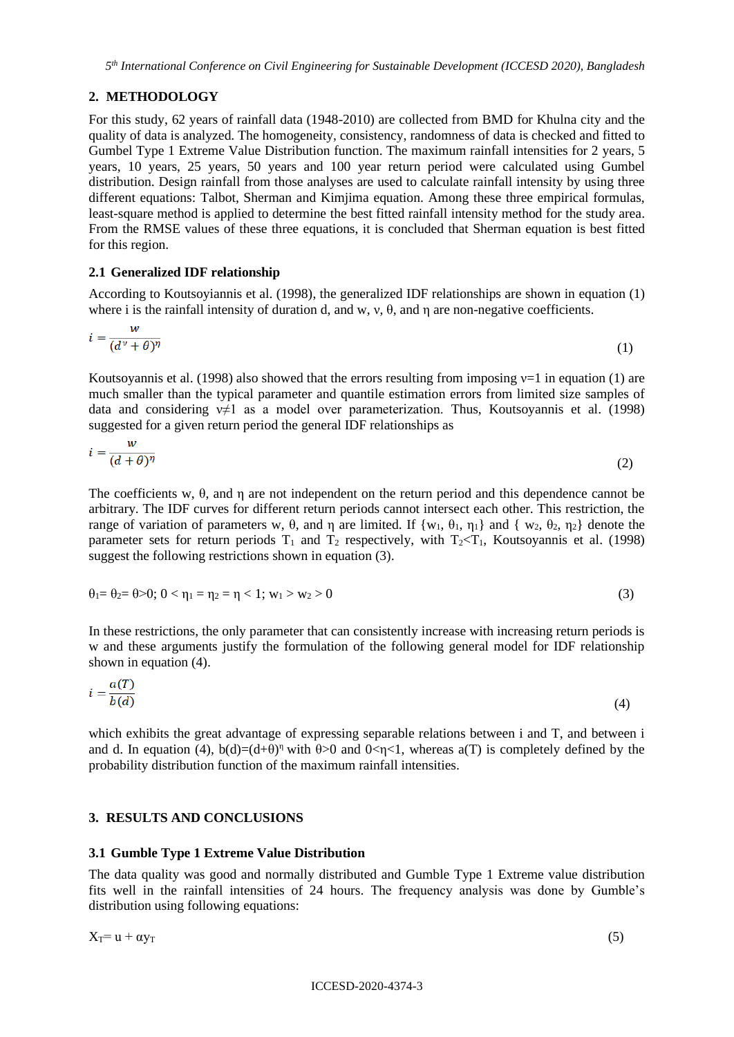## 2. METHODOLOGY

For this study, 62 years of rainfall data (1948-2010) are collected from BMD for Khulna city and the quality of data is analyzed. The homogeneity, consistency, randomness of data is checked and fitted to Gumbel Type 1 Extreme Value Distribution function. The maximum rainfall intensities for 2 years, 5 years, 10 years, 25 years, 50 years and 100 year return period were calculated using Gumbel distribution. Design rainfall from those analyses are used to calculate rainfall intensity by using three different equations: Talbot, Sherman and Kimjima equation. Among these three empirical formulas, least-square method is applied to determine the best fitted rainfall intensity method for the study area. From the RMSE values of these three equations, it is concluded that Sherman equation is best fitted for this region.

### 2.1 Generalized IDF relationship

According to Koutsoyiannis et al. (1998), the generalized IDF relationships are shown in equation (1) where i is the rainfall intensity of duration d, and w, ν, θ, and η are non-negative coefficients.

$$i = \frac{w}{(d^{\nu} + \theta)^{\eta}} \tag{1}$$

Koutsoyannis et al. (1998) also showed that the errors resulting from imposing $\nu=1$ in equation (1) are much smaller than the typical parameter and quantile estimation errors from limited size samples of data and considering $\nu \neq 1$ as a model over parameterization. Thus, Koutsoyannis et al. (1998) suggested for a given return period the general IDF relationships as

$$i = \frac{w}{(d + \theta)^{\eta}} \tag{2}$$

The coefficients w, θ, and η are not independent on the return period and this dependence cannot be arbitrary. The IDF curves for different return periods cannot intersect each other. This restriction, the range of variation of parameters w, θ, and η are limited. If $\{w_1, \theta_1, \eta_1\}$ and $\{w_2, \theta_2, \eta_2\}$ denote the parameter sets for return periods $T_1$ and $T_2$ respectively, with $T_2 < T_1$, Koutsoyannis et al. (1998) suggest the following restrictions shown in equation (3).

$$\theta_1 = \theta_2 = \theta > 0;\ 0 < \eta_1 = \eta_2 = \eta < 1;\ w_1 > w_2 > 0 \tag{3}$$

In these restrictions, the only parameter that can consistently increase with increasing return periods is w and these arguments justify the formulation of the following general model for IDF relationship shown in equation (4).

$$i = \frac{a(T)}{b(d)} \tag{4}$$

which exhibits the great advantage of expressing separable relations between i and T, and between i and d. In equation (4), $b(d)=(d+\theta)^{\eta}$ with $\theta>0$ and $0<\eta<1$, whereas a(T) is completely defined by the probability distribution function of the maximum rainfall intensities.

## 3. RESULTS AND CONCLUSIONS

### 3.1 Gumble Type 1 Extreme Value Distribution

The data quality was good and normally distributed and Gumble Type 1 Extreme value distribution fits well in the rainfall intensities of 24 hours. The frequency analysis was done by Gumble's distribution using following equations:

$$X_T = u + \alpha y_T \tag{5}$$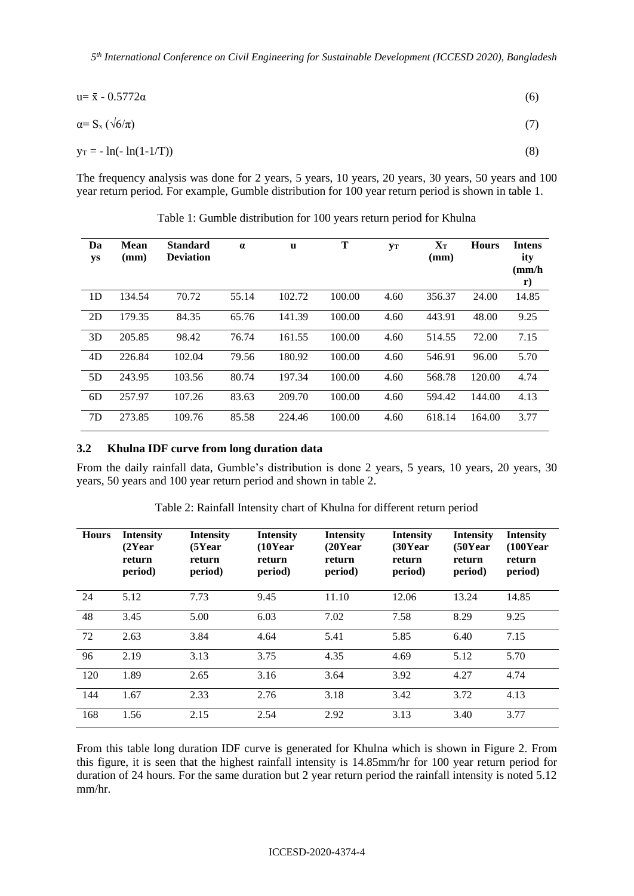$$u = \bar{x} - 0.5772\alpha \tag{6}$$

$$\alpha = S_x (\sqrt{6}/\pi) \tag{7}$$

$$y_T = -\ln(-\ln(1-1/T)) \tag{8}$$

The frequency analysis was done for 2 years, 5 years, 10 years, 20 years, 30 years, 50 years and 100 year return period. For example, Gumble distribution for 100 year return period is shown in table 1.

Table 1: Gumble distribution for 100 years return period for Khulna

| Days | Mean (mm) | Standard Deviation | α | u | T | $y_T$ | $X_T$ (mm) | Hours | Intensity (mm/hr) |
|---|---|---|---|---|---|---|---|---|---|
| 1D | 134.54 | 70.72 | 55.14 | 102.72 | 100.00 | 4.60 | 356.37 | 24.00 | 14.85 |
| 2D | 179.35 | 84.35 | 65.76 | 141.39 | 100.00 | 4.60 | 443.91 | 48.00 | 9.25 |
| 3D | 205.85 | 98.42 | 76.74 | 161.55 | 100.00 | 4.60 | 514.55 | 72.00 | 7.15 |
| 4D | 226.84 | 102.04 | 79.56 | 180.92 | 100.00 | 4.60 | 546.91 | 96.00 | 5.70 |
| 5D | 243.95 | 103.56 | 80.74 | 197.34 | 100.00 | 4.60 | 568.78 | 120.00 | 4.74 |
| 6D | 257.97 | 107.26 | 83.63 | 209.70 | 100.00 | 4.60 | 594.42 | 144.00 | 4.13 |
| 7D | 273.85 | 109.76 | 85.58 | 224.46 | 100.00 | 4.60 | 618.14 | 164.00 | 3.77 |

### 3.2 Khulna IDF curve from long duration data

From the daily rainfall data, Gumble's distribution is done 2 years, 5 years, 10 years, 20 years, 30 years, 50 years and 100 year return period and shown in table 2.

Table 2: Rainfall Intensity chart of Khulna for different return period

| Hours | Intensity (2Year return period) | Intensity (5Year return period) | Intensity (10Year return period) | Intensity (20Year return period) | Intensity (30Year return period) | Intensity (50Year return period) | Intensity (100Year return period) |
|---|---|---|---|---|---|---|---|
| 24 | 5.12 | 7.73 | 9.45 | 11.10 | 12.06 | 13.24 | 14.85 |
| 48 | 3.45 | 5.00 | 6.03 | 7.02 | 7.58 | 8.29 | 9.25 |
| 72 | 2.63 | 3.84 | 4.64 | 5.41 | 5.85 | 6.40 | 7.15 |
| 96 | 2.19 | 3.13 | 3.75 | 4.35 | 4.69 | 5.12 | 5.70 |
| 120 | 1.89 | 2.65 | 3.16 | 3.64 | 3.92 | 4.27 | 4.74 |
| 144 | 1.67 | 2.33 | 2.76 | 3.18 | 3.42 | 3.72 | 4.13 |
| 168 | 1.56 | 2.15 | 2.54 | 2.92 | 3.13 | 3.40 | 3.77 |

From this table long duration IDF curve is generated for Khulna which is shown in Figure 2. From this figure, it is seen that the highest rainfall intensity is 14.85mm/hr for 100 year return period for duration of 24 hours. For the same duration but 2 year return period the rainfall intensity is noted 5.12 mm/hr.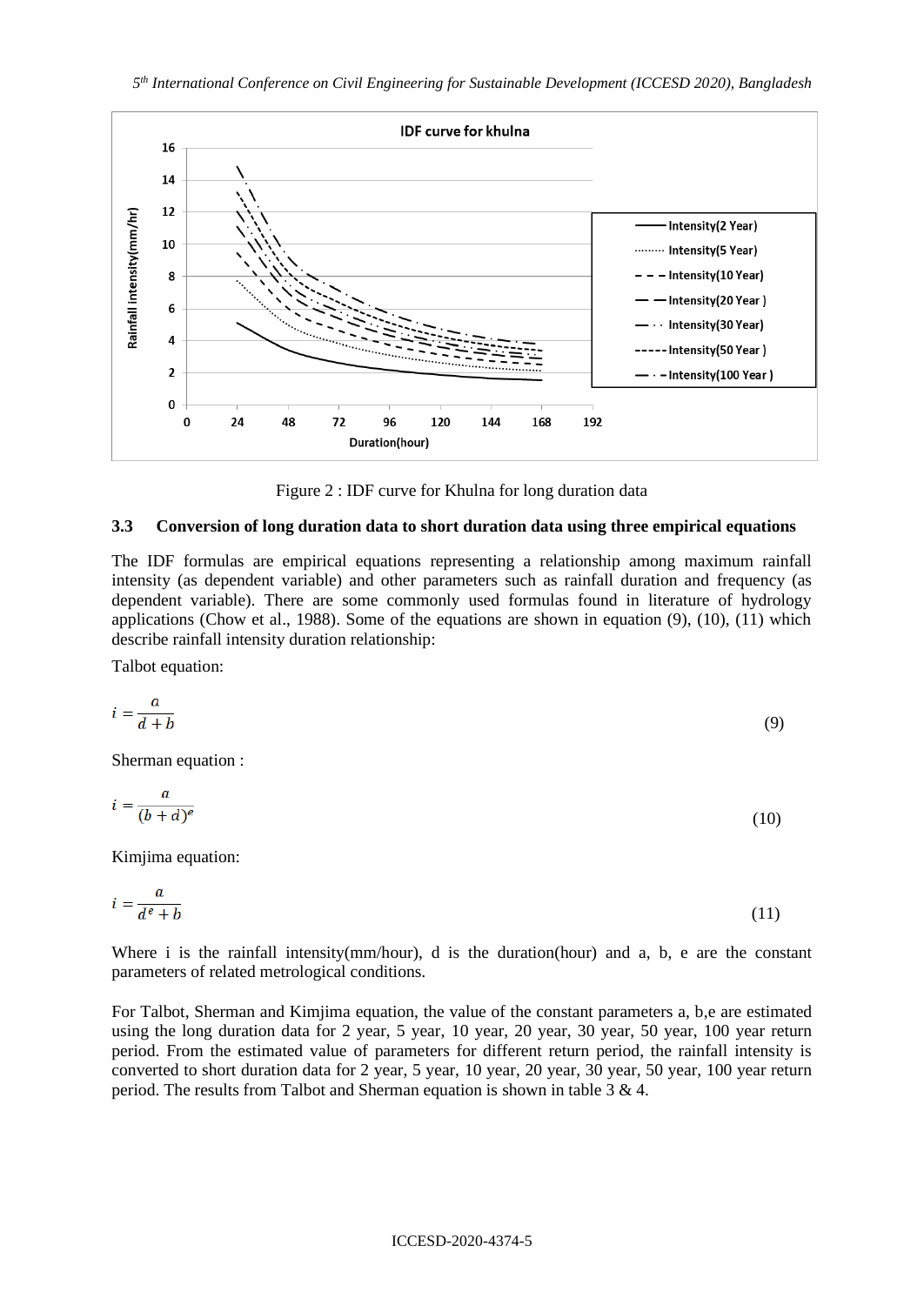Figure 2 : IDF curve for Khulna for long duration data

### 3.3 Conversion of long duration data to short duration data using three empirical equations

The IDF formulas are empirical equations representing a relationship among maximum rainfall intensity (as dependent variable) and other parameters such as rainfall duration and frequency (as dependent variable). There are some commonly used formulas found in literature of hydrology applications (Chow et al., 1988). Some of the equations are shown in equation (9), (10), (11) which describe rainfall intensity duration relationship:

Talbot equation:

$$i = \frac{a}{d + b} \tag{9}$$

Sherman equation :

$$i = \frac{a}{(b + d)^e} \tag{10}$$

Kimjima equation:

$$i = \frac{a}{d^e + b} \tag{11}$$

Where i is the rainfall intensity(mm/hour), d is the duration(hour) and a, b, e are the constant parameters of related metrological conditions.

For Talbot, Sherman and Kimjima equation, the value of the constant parameters a, b,e are estimated using the long duration data for 2 year, 5 year, 10 year, 20 year, 30 year, 50 year, 100 year return period. From the estimated value of parameters for different return period, the rainfall intensity is converted to short duration data for 2 year, 5 year, 10 year, 20 year, 30 year, 50 year, 100 year return period. The results from Talbot and Sherman equation is shown in table 3 & 4.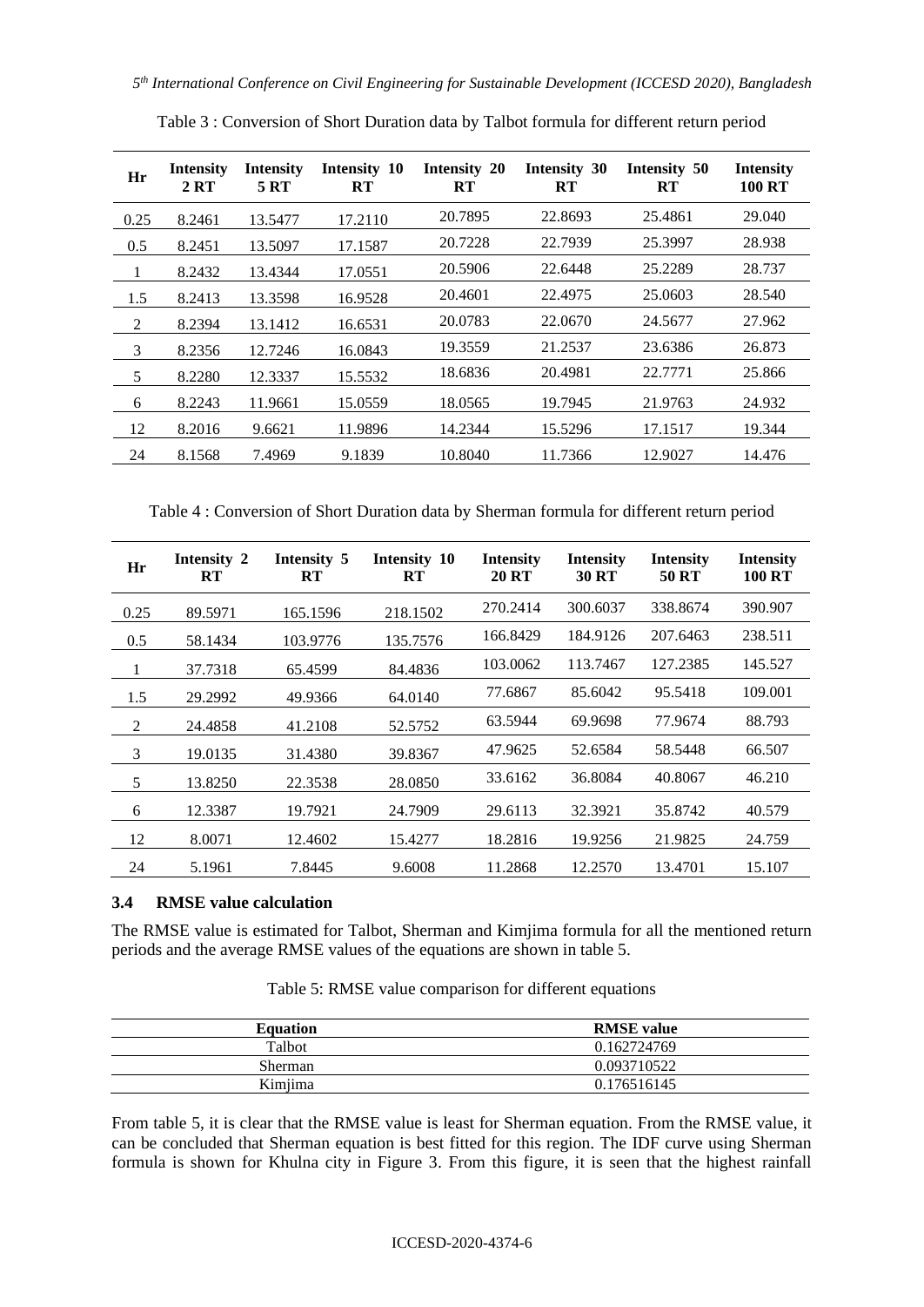Table 3 : Conversion of Short Duration data by Talbot formula for different return period

| Hr | Intensity 2 RT | Intensity 5 RT | Intensity 10 RT | Intensity 20 RT | Intensity 30 RT | Intensity 50 RT | Intensity 100 RT |
|---|---|---|---|---|---|---|---|
| 0.25 | 8.2461 | 13.5477 | 17.2110 | 20.7895 | 22.8693 | 25.4861 | 29.040 |
| 0.5 | 8.2451 | 13.5097 | 17.1587 | 20.7228 | 22.7939 | 25.3997 | 28.938 |
| 1 | 8.2432 | 13.4344 | 17.0551 | 20.5906 | 22.6448 | 25.2289 | 28.737 |
| 1.5 | 8.2413 | 13.3598 | 16.9528 | 20.4601 | 22.4975 | 25.0603 | 28.540 |
| 2 | 8.2394 | 13.1412 | 16.6531 | 20.0783 | 22.0670 | 24.5677 | 27.962 |
| 3 | 8.2356 | 12.7246 | 16.0843 | 19.3559 | 21.2537 | 23.6386 | 26.873 |
| 5 | 8.2280 | 12.3337 | 15.5532 | 18.6836 | 20.4981 | 22.7771 | 25.866 |
| 6 | 8.2243 | 11.9661 | 15.0559 | 18.0565 | 19.7945 | 21.9763 | 24.932 |
| 12 | 8.2016 | 9.6621 | 11.9896 | 14.2344 | 15.5296 | 17.1517 | 19.344 |
| 24 | 8.1568 | 7.4969 | 9.1839 | 10.8040 | 11.7366 | 12.9027 | 14.476 |

Table 4 : Conversion of Short Duration data by Sherman formula for different return period

| Hr | Intensity 2 RT | Intensity 5 RT | Intensity 10 RT | Intensity 20 RT | Intensity 30 RT | Intensity 50 RT | Intensity 100 RT |
|---|---|---|---|---|---|---|---|
| 0.25 | 89.5971 | 165.1596 | 218.1502 | 270.2414 | 300.6037 | 338.8674 | 390.907 |
| 0.5 | 58.1434 | 103.9776 | 135.7576 | 166.8429 | 184.9126 | 207.6463 | 238.511 |
| 1 | 37.7318 | 65.4599 | 84.4836 | 103.0062 | 113.7467 | 127.2385 | 145.527 |
| 1.5 | 29.2992 | 49.9366 | 64.0140 | 77.6867 | 85.6042 | 95.5418 | 109.001 |
| 2 | 24.4858 | 41.2108 | 52.5752 | 63.5944 | 69.9698 | 77.9674 | 88.793 |
| 3 | 19.0135 | 31.4380 | 39.8367 | 47.9625 | 52.6584 | 58.5448 | 66.507 |
| 5 | 13.8250 | 22.3538 | 28.0850 | 33.6162 | 36.8084 | 40.8067 | 46.210 |
| 6 | 12.3387 | 19.7921 | 24.7909 | 29.6113 | 32.3921 | 35.8742 | 40.579 |
| 12 | 8.0071 | 12.4602 | 15.4277 | 18.2816 | 19.9256 | 21.9825 | 24.759 |
| 24 | 5.1961 | 7.8445 | 9.6008 | 11.2868 | 12.2570 | 13.4701 | 15.107 |

### 3.4 RMSE value calculation

The RMSE value is estimated for Talbot, Sherman and Kimjima formula for all the mentioned return periods and the average RMSE values of the equations are shown in table 5.

Table 5: RMSE value comparison for different equations

| Equation | RMSE value |
|---|---|
| Talbot | 0.162724769 |
| Sherman | 0.093710522 |
| Kimjima | 0.176516145 |

From table 5, it is clear that the RMSE value is least for Sherman equation. From the RMSE value, it can be concluded that Sherman equation is best fitted for this region. The IDF curve using Sherman formula is shown for Khulna city in Figure 3. From this figure, it is seen that the highest rainfall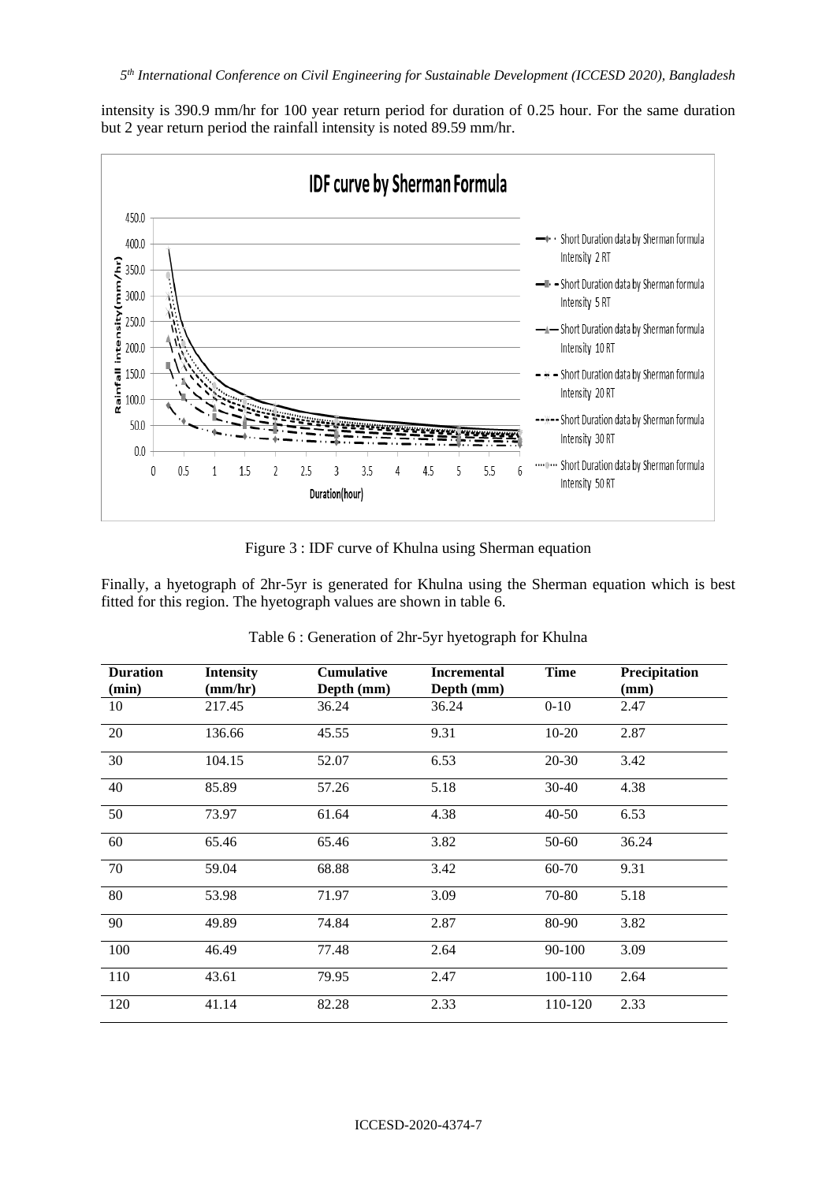intensity is 390.9 mm/hr for 100 year return period for duration of 0.25 hour. For the same duration but 2 year return period the rainfall intensity is noted 89.59 mm/hr.

Figure 3 : IDF curve of Khulna using Sherman equation

Finally, a hyetograph of 2hr-5yr is generated for Khulna using the Sherman equation which is best fitted for this region. The hyetograph values are shown in table 6.

Table 6 : Generation of 2hr-5yr hyetograph for Khulna

| Duration (min) | Intensity (mm/hr) | Cumulative Depth (mm) | Incremental Depth (mm) | Time | Precipitation (mm) |
|---|---|---|---|---|---|
| 10 | 217.45 | 36.24 | 36.24 | 0-10 | 2.47 |
| 20 | 136.66 | 45.55 | 9.31 | 10-20 | 2.87 |
| 30 | 104.15 | 52.07 | 6.53 | 20-30 | 3.42 |
| 40 | 85.89 | 57.26 | 5.18 | 30-40 | 4.38 |
| 50 | 73.97 | 61.64 | 4.38 | 40-50 | 6.53 |
| 60 | 65.46 | 65.46 | 3.82 | 50-60 | 36.24 |
| 70 | 59.04 | 68.88 | 3.42 | 60-70 | 9.31 |
| 80 | 53.98 | 71.97 | 3.09 | 70-80 | 5.18 |
| 90 | 49.89 | 74.84 | 2.87 | 80-90 | 3.82 |
| 100 | 46.49 | 77.48 | 2.64 | 90-100 | 3.09 |
| 110 | 43.61 | 79.95 | 2.47 | 100-110 | 2.64 |
| 120 | 41.14 | 82.28 | 2.33 | 110-120 | 2.33 |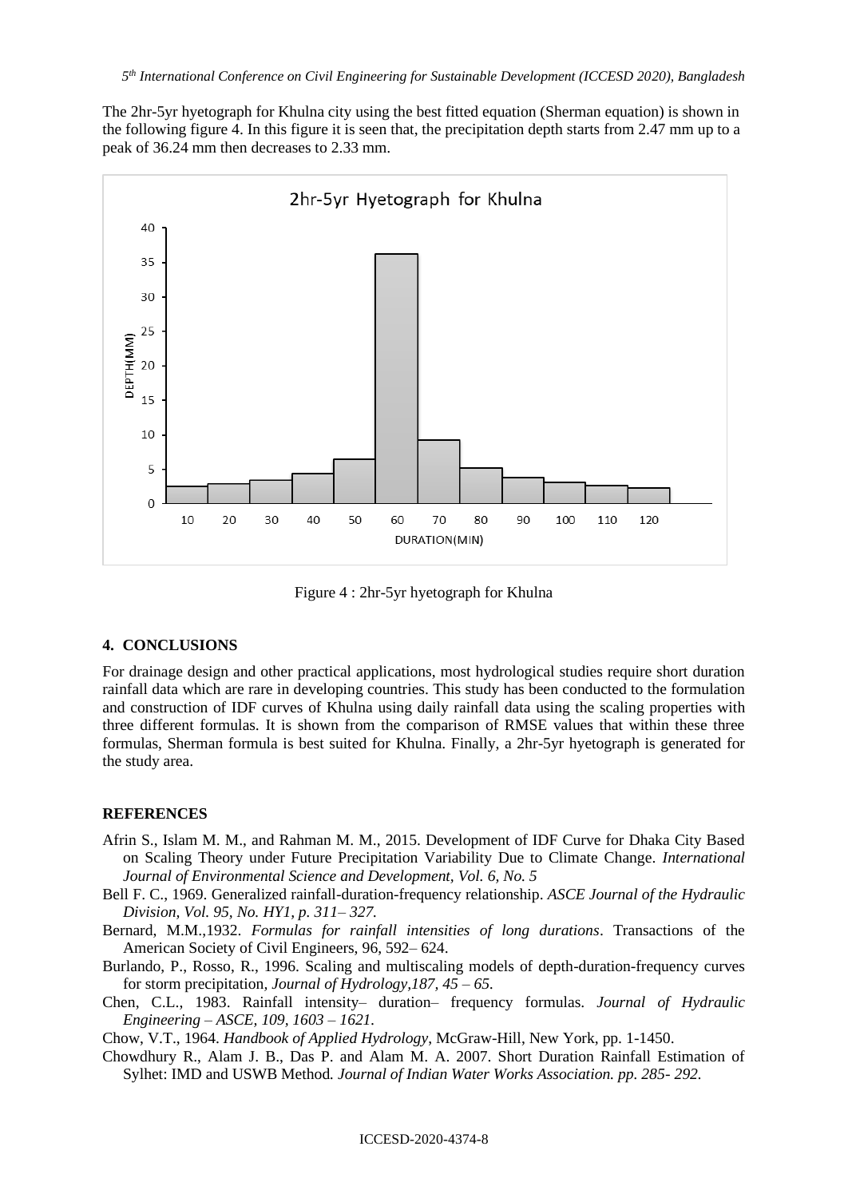The 2hr-5yr hyetograph for Khulna city using the best fitted equation (Sherman equation) is shown in the following figure 4. In this figure it is seen that, the precipitation depth starts from 2.47 mm up to a peak of 36.24 mm then decreases to 2.33 mm.

Figure 4 : 2hr-5yr hyetograph for Khulna

## 4. CONCLUSIONS

For drainage design and other practical applications, most hydrological studies require short duration rainfall data which are rare in developing countries. This study has been conducted to the formulation and construction of IDF curves of Khulna using daily rainfall data using the scaling properties with three different formulas. It is shown from the comparison of RMSE values that within these three formulas, Sherman formula is best suited for Khulna. Finally, a 2hr-5yr hyetograph is generated for the study area.

## REFERENCES

Afrin S., Islam M. M., and Rahman M. M., 2015. Development of IDF Curve for Dhaka City Based on Scaling Theory under Future Precipitation Variability Due to Climate Change. *International Journal of Environmental Science and Development, Vol. 6, No. 5*

Bell F. C., 1969. Generalized rainfall-duration-frequency relationship. *ASCE Journal of the Hydraulic Division, Vol. 95, No. HY1, p. 311– 327.*

Bernard, M.M.,1932. *Formulas for rainfall intensities of long durations*. Transactions of the American Society of Civil Engineers, 96, 592– 624.

Burlando, P., Rosso, R., 1996. Scaling and multiscaling models of depth-duration-frequency curves for storm precipitation, *Journal of Hydrology,187, 45 – 65.*

Chen, C.L., 1983. Rainfall intensity– duration– frequency formulas. *Journal of Hydraulic Engineering – ASCE, 109, 1603 – 1621.*

Chow, V.T., 1964. *Handbook of Applied Hydrology*, McGraw-Hill, New York, pp. 1-1450.

Chowdhury R., Alam J. B., Das P. and Alam M. A. 2007. Short Duration Rainfall Estimation of Sylhet: IMD and USWB Method*. Journal of Indian Water Works Association. pp. 285- 292.*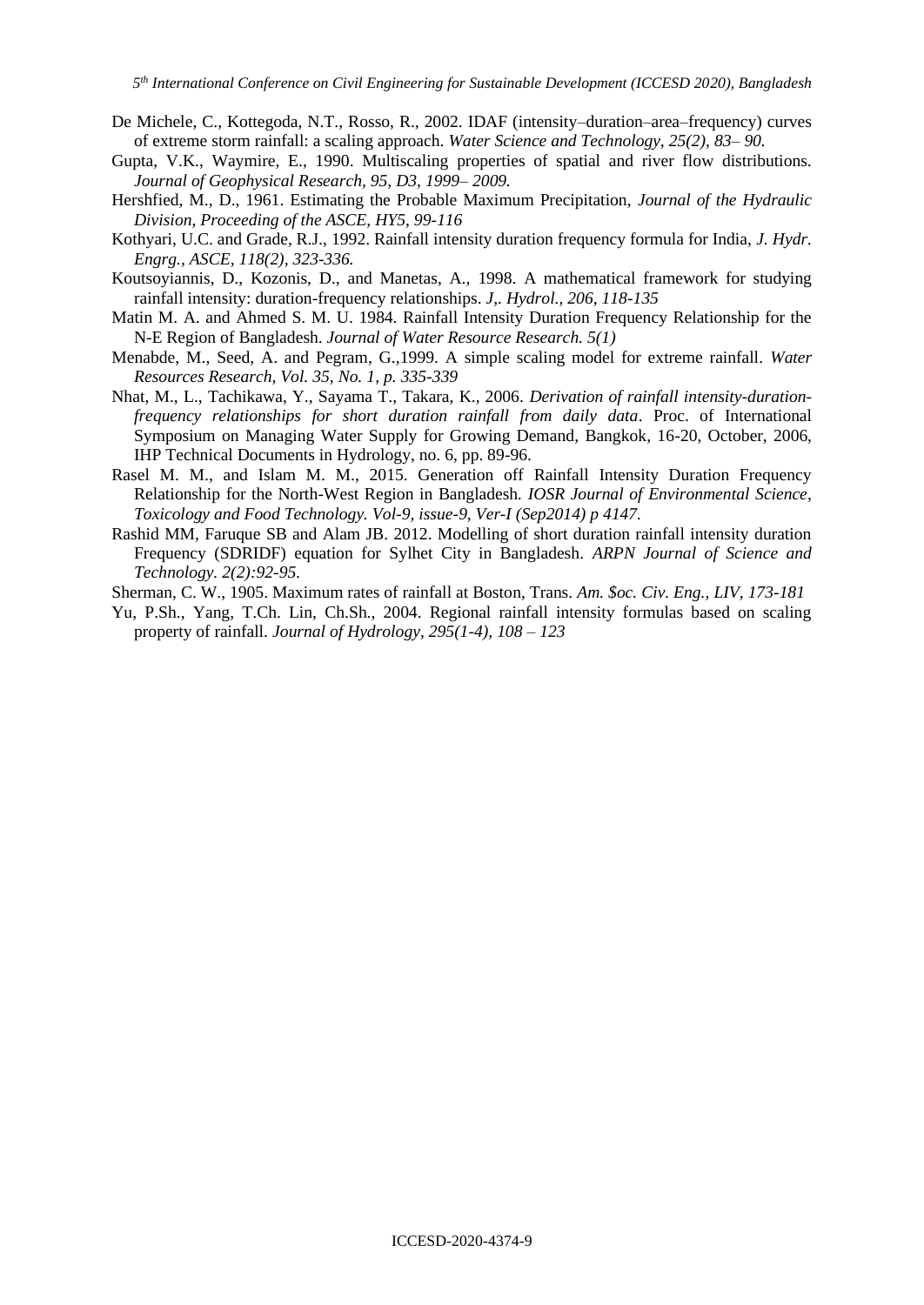De Michele, C., Kottegoda, N.T., Rosso, R., 2002. IDAF (intensity–duration–area–frequency) curves of extreme storm rainfall: a scaling approach. *Water Science and Technology, 25(2), 83– 90.*

Gupta, V.K., Waymire, E., 1990. Multiscaling properties of spatial and river flow distributions. *Journal of Geophysical Research, 95, D3, 1999– 2009.*

Hershfied, M., D., 1961. Estimating the Probable Maximum Precipitation, *Journal of the Hydraulic Division, Proceeding of the ASCE, HY5, 99-116*

Kothyari, U.C. and Grade, R.J., 1992. Rainfall intensity duration frequency formula for India, *J. Hydr. Engrg., ASCE, 118(2), 323-336.*

Koutsoyiannis, D., Kozonis, D., and Manetas, A., 1998. A mathematical framework for studying rainfall intensity: duration-frequency relationships. *J,. Hydrol., 206, 118-135*

Matin M. A. and Ahmed S. M. U. 1984. Rainfall Intensity Duration Frequency Relationship for the N-E Region of Bangladesh. *Journal of Water Resource Research. 5(1)*

Menabde, M., Seed, A. and Pegram, G.,1999. A simple scaling model for extreme rainfall. *Water Resources Research, Vol. 35, No. 1, p. 335-339*

Nhat, M., L., Tachikawa, Y., Sayama T., Takara, K., 2006. *Derivation of rainfall intensity-duration-frequency relationships for short duration rainfall from daily data*. Proc. of International Symposium on Managing Water Supply for Growing Demand, Bangkok, 16-20, October, 2006, IHP Technical Documents in Hydrology, no. 6, pp. 89-96.

Rasel M. M., and Islam M. M., 2015. Generation off Rainfall Intensity Duration Frequency Relationship for the North-West Region in Bangladesh. *IOSR Journal of Environmental Science, Toxicology and Food Technology. Vol-9, issue-9, Ver-I (Sep2014) p 4147.*

Rashid MM, Faruque SB and Alam JB. 2012. Modelling of short duration rainfall intensity duration Frequency (SDRIDF) equation for Sylhet City in Bangladesh. *ARPN Journal of Science and Technology. 2(2):92-95.*

Sherman, C. W., 1905. Maximum rates of rainfall at Boston, Trans. *Am. $oc. Civ. Eng., LIV, 173-181*

Yu, P.Sh., Yang, T.Ch. Lin, Ch.Sh., 2004. Regional rainfall intensity formulas based on scaling property of rainfall. *Journal of Hydrology, 295(1-4), 108 – 123*